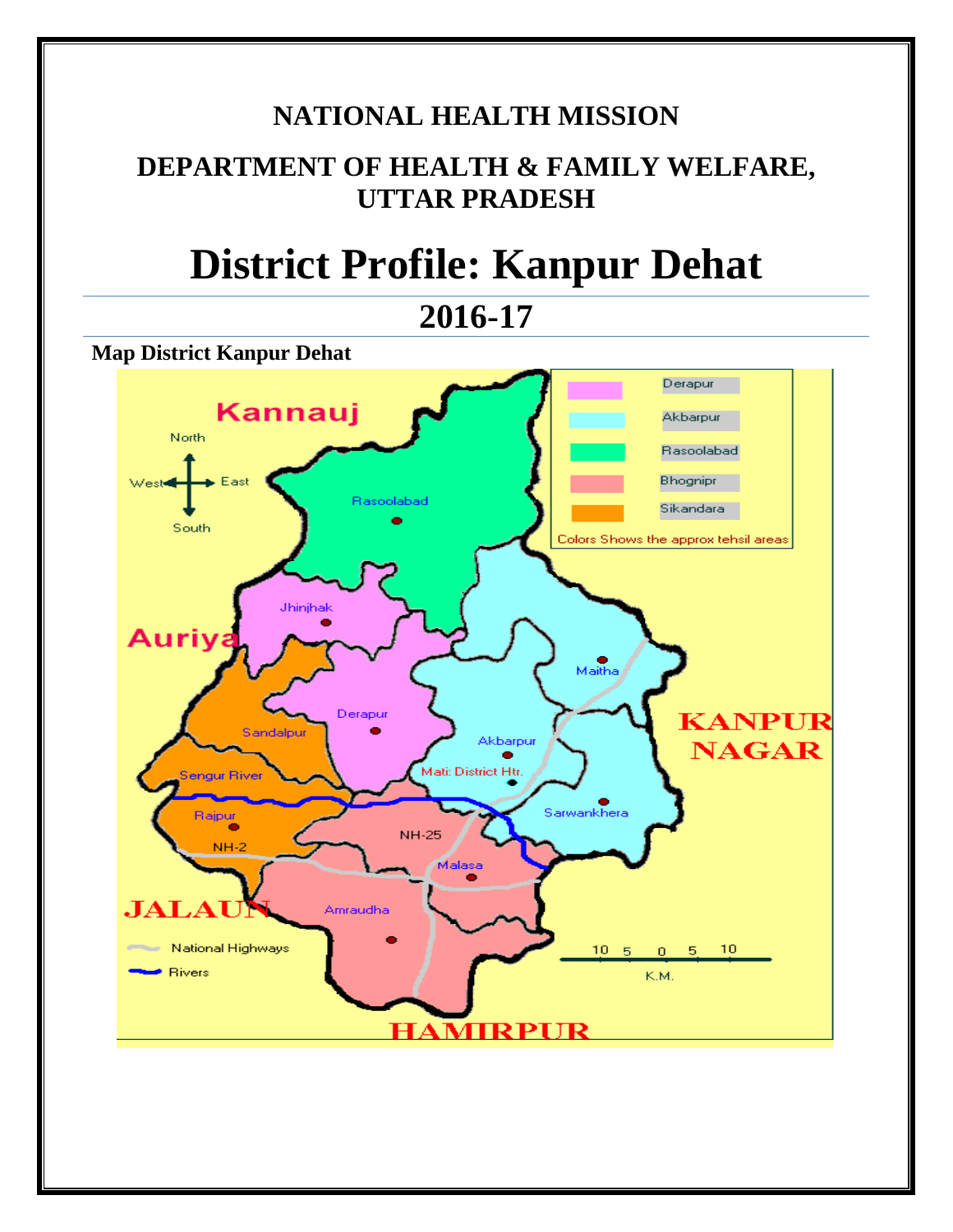**NATIONAL HEALTH MISSION**

**DEPARTMENT OF HEALTH & FAMILY WELFARE, UTTAR PRADESH**

# District Profile: Kanpur Dehat

## 2016-17

**Map District Kanpur Dehat**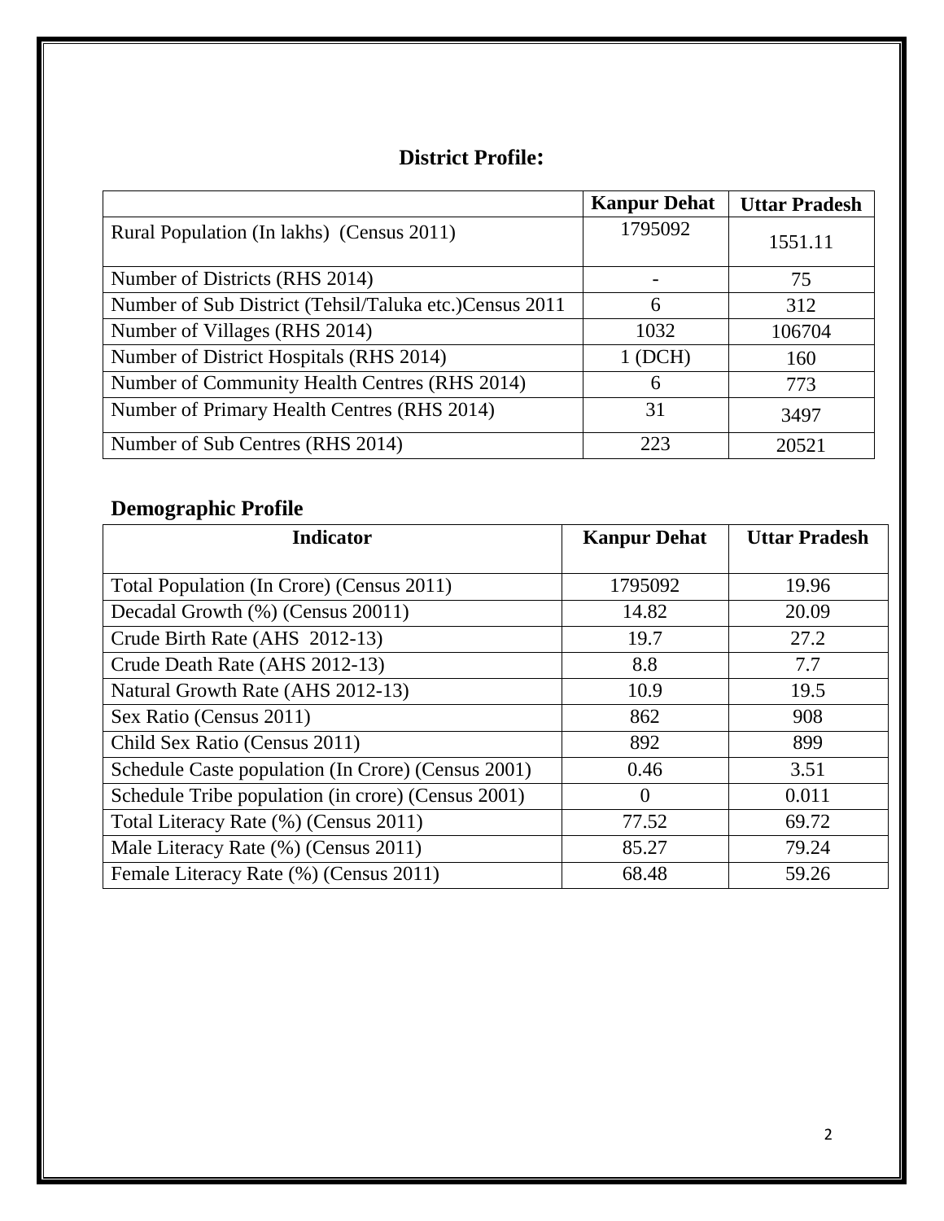# District Profile:

| | Kanpur Dehat | Uttar Pradesh |
|---|---|---|
| Rural Population (In lakhs) (Census 2011) | 1795092 | 1551.11 |
| Number of Districts (RHS 2014) | - | 75 |
| Number of Sub District (Tehsil/Taluka etc.)Census 2011 | 6 | 312 |
| Number of Villages (RHS 2014) | 1032 | 106704 |
| Number of District Hospitals (RHS 2014) | 1 (DCH) | 160 |
| Number of Community Health Centres (RHS 2014) | 6 | 773 |
| Number of Primary Health Centres (RHS 2014) | 31 | 3497 |
| Number of Sub Centres (RHS 2014) | 223 | 20521 |

## Demographic Profile

| Indicator | Kanpur Dehat | Uttar Pradesh |
|---|---|---|
| Total Population (In Crore) (Census 2011) | 1795092 | 19.96 |
| Decadal Growth (%) (Census 20011) | 14.82 | 20.09 |
| Crude Birth Rate (AHS 2012-13) | 19.7 | 27.2 |
| Crude Death Rate (AHS 2012-13) | 8.8 | 7.7 |
| Natural Growth Rate (AHS 2012-13) | 10.9 | 19.5 |
| Sex Ratio (Census 2011) | 862 | 908 |
| Child Sex Ratio (Census 2011) | 892 | 899 |
| Schedule Caste population (In Crore) (Census 2001) | 0.46 | 3.51 |
| Schedule Tribe population (in crore) (Census 2001) | 0 | 0.011 |
| Total Literacy Rate (%) (Census 2011) | 77.52 | 69.72 |
| Male Literacy Rate (%) (Census 2011) | 85.27 | 79.24 |
| Female Literacy Rate (%) (Census 2011) | 68.48 | 59.26 |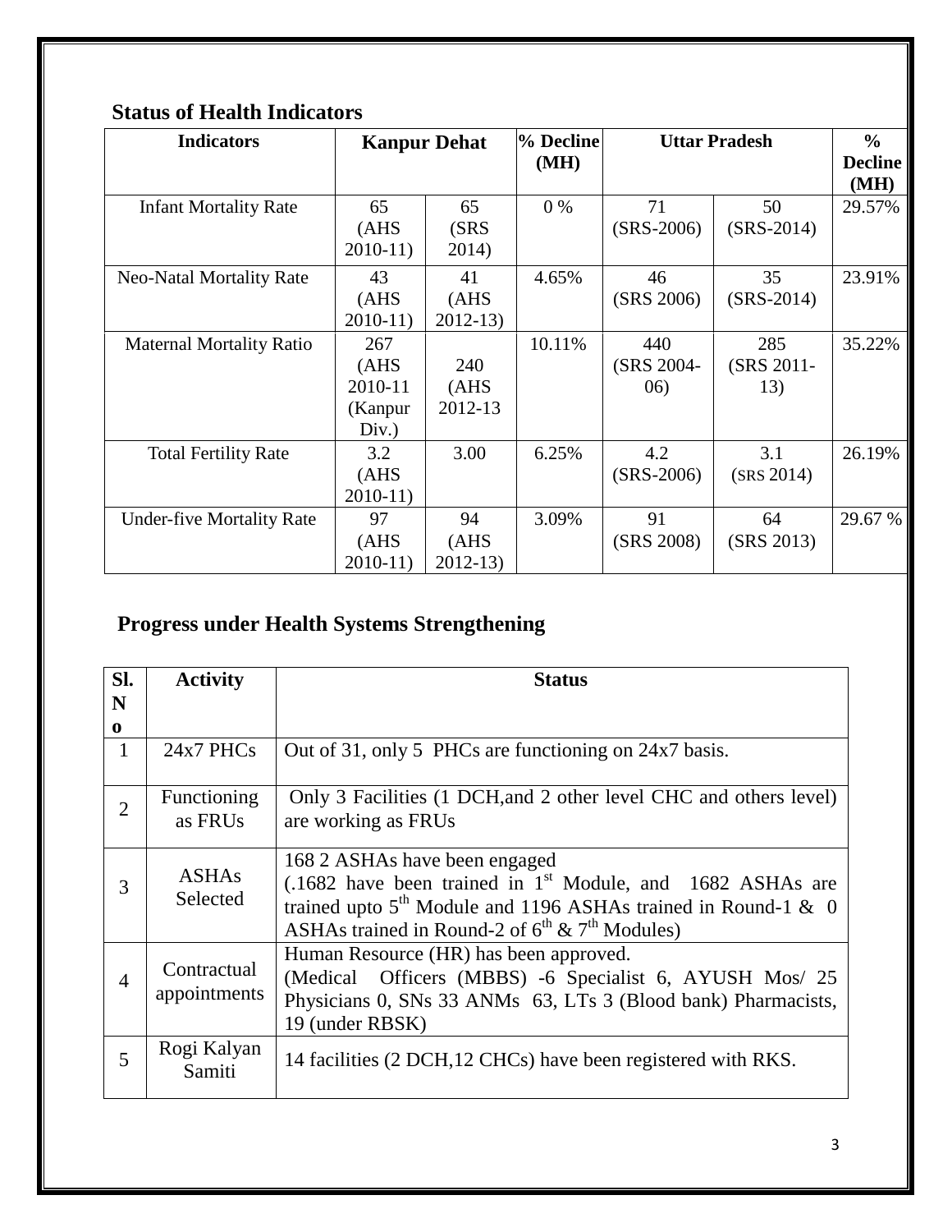## Status of Health Indicators

| Indicators | Kanpur Dehat | | % Decline (MH) | Uttar Pradesh | | % Decline (MH) |
|---|---|---|---|---|---|---|
| Infant Mortality Rate | 65 (AHS 2010-11) | 65 (SRS 2014) | 0 % | 71 (SRS-2006) | 50 (SRS-2014) | 29.57% |
| Neo-Natal Mortality Rate | 43 (AHS 2010-11) | 41 (AHS 2012-13) | 4.65% | 46 (SRS 2006) | 35 (SRS-2014) | 23.91% |
| Maternal Mortality Ratio | 267 (AHS 2010-11 (Kanpur Div.) | 240 (AHS 2012-13 | 10.11% | 440 (SRS 2004-06) | 285 (SRS 2011-13) | 35.22% |
| Total Fertility Rate | 3.2 (AHS 2010-11) | 3.00 | 6.25% | 4.2 (SRS-2006) | 3.1 (SRS 2014) | 26.19% |
| Under-five Mortality Rate | 97 (AHS 2010-11) | 94 (AHS 2012-13) | 3.09% | 91 (SRS 2008) | 64 (SRS 2013) | 29.67 % |

## Progress under Health Systems Strengthening

| Sl. No | Activity | Status |
|---|---|---|
| 1 | 24x7 PHCs | Out of 31, only 5 PHCs are functioning on 24x7 basis. |
| 2 | Functioning as FRUs | Only 3 Facilities (1 DCH,and 2 other level CHC and others level) are working as FRUs |
| 3 | ASHAs Selected | 168 2 ASHAs have been engaged (.1682 have been trained in 1st Module, and 1682 ASHAs are trained upto 5th Module and 1196 ASHAs trained in Round-1 & 0 ASHAs trained in Round-2 of 6th & 7th Modules) |
| 4 | Contractual appointments | Human Resource (HR) has been approved. (Medical Officers (MBBS) -6 Specialist 6, AYUSH Mos/ 25 Physicians 0, SNs 33 ANMs 63, LTs 3 (Blood bank) Pharmacists, 19 (under RBSK) |
| 5 | Rogi Kalyan Samiti | 14 facilities (2 DCH,12 CHCs) have been registered with RKS. |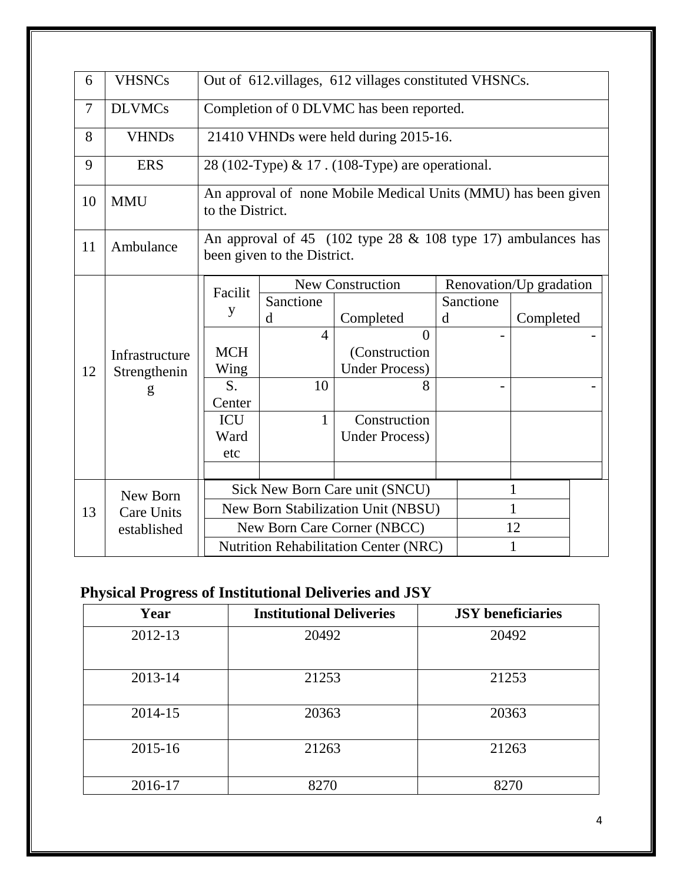| 6 | VHSNCs | Out of 612.villages, 612 villages constituted VHSNCs. | | | | |
|---|---|---|---|---|---|---|
| 7 | DLVMCs | Completion of 0 DLVMC has been reported. | | | | |
| 8 | VHNDs | 21410 VHNDs were held during 2015-16. | | | | |
| 9 | ERS | 28 (102-Type) & 17 . (108-Type) are operational. | | | | |
| 10 | MMU | An approval of none Mobile Medical Units (MMU) has been given to the District. | | | | |
| 11 | Ambulance | An approval of 45 (102 type 28 & 108 type 17) ambulances has been given to the District. | | | | |
| 12 | Infrastructure Strengthening | Facility | New Construction | | Renovation/Up gradation | |
| | | | Sanctioned | Completed | Sanctioned | Completed |
| | | MCH Wing | 4 | 0 (Construction Under Process) | - | - |
| | | S. Center | 10 | 8 | - | - |
| | | ICU Ward etc | 1 | Construction Under Process) | | |
| | | | | | | |
| 13 | New Born Care Units established | Sick New Born Care unit (SNCU) | 1 | | | |
| | | New Born Stabilization Unit (NBSU) | 1 | | | |
| | | New Born Care Corner (NBCC) | 12 | | | |
| | | Nutrition Rehabilitation Center (NRC) | 1 | | | |

## Physical Progress of Institutional Deliveries and JSY

| Year | Institutional Deliveries | JSY beneficiaries |
|---|---|---|
| 2012-13 | 20492 | 20492 |
| 2013-14 | 21253 | 21253 |
| 2014-15 | 20363 | 20363 |
| 2015-16 | 21263 | 21263 |
| 2016-17 | 8270 | 8270 |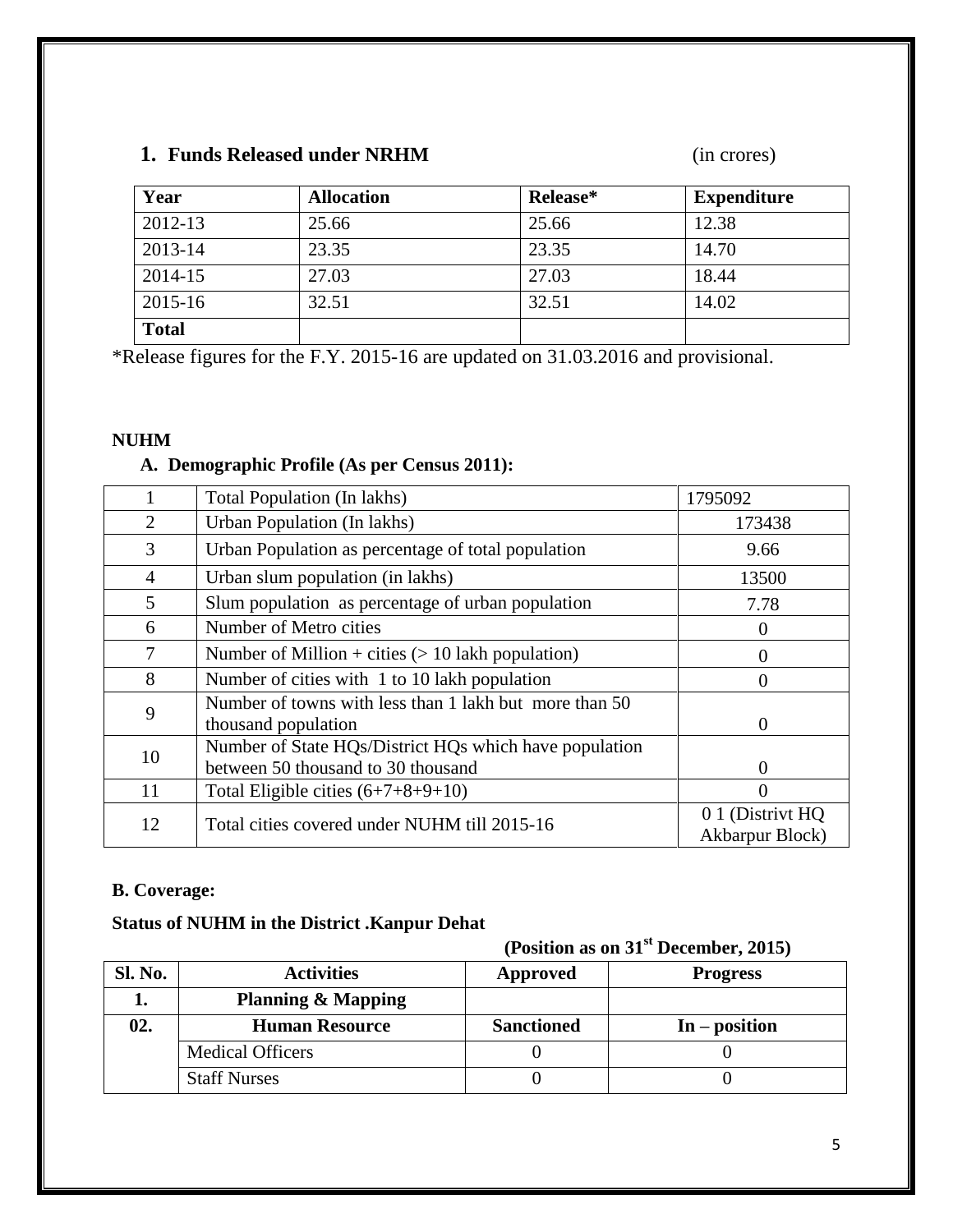## 1. Funds Released under NRHM (in crores)

| Year | Allocation | Release* | Expenditure |
|---|---|---|---|
| 2012-13 | 25.66 | 25.66 | 12.38 |
| 2013-14 | 23.35 | 23.35 | 14.70 |
| 2014-15 | 27.03 | 27.03 | 18.44 |
| 2015-16 | 32.51 | 32.51 | 14.02 |
| **Total** | | | |

*Release figures for the F.Y. 2015-16 are updated on 31.03.2016 and provisional.

**NUHM**

### A. Demographic Profile (As per Census 2011):

| | | |
|---|---|---|
| 1 | Total Population (In lakhs) | 1795092 |
| 2 | Urban Population (In lakhs) | 173438 |
| 3 | Urban Population as percentage of total population | 9.66 |
| 4 | Urban slum population (in lakhs) | 13500 |
| 5 | Slum population as percentage of urban population | 7.78 |
| 6 | Number of Metro cities | 0 |
| 7 | Number of Million + cities (> 10 lakh population) | 0 |
| 8 | Number of cities with 1 to 10 lakh population | 0 |
| 9 | Number of towns with less than 1 lakh but more than 50 thousand population | 0 |
| 10 | Number of State HQs/District HQs which have population between 50 thousand to 30 thousand | 0 |
| 11 | Total Eligible cities (6+7+8+9+10) | 0 |
| 12 | Total cities covered under NUHM till 2015-16 | 0 1 (Distrivt HQ Akbarpur Block) |

**B. Coverage:**

**Status of NUHM in the District .Kanpur Dehat**

**(Position as on 31st December, 2015)**

| Sl. No. | Activities | Approved | Progress |
|---|---|---|---|
| **1.** | **Planning & Mapping** | | |
| **02.** | **Human Resource** | **Sanctioned** | **In – position** |
| | Medical Officers | 0 | 0 |
| | Staff Nurses | 0 | 0 |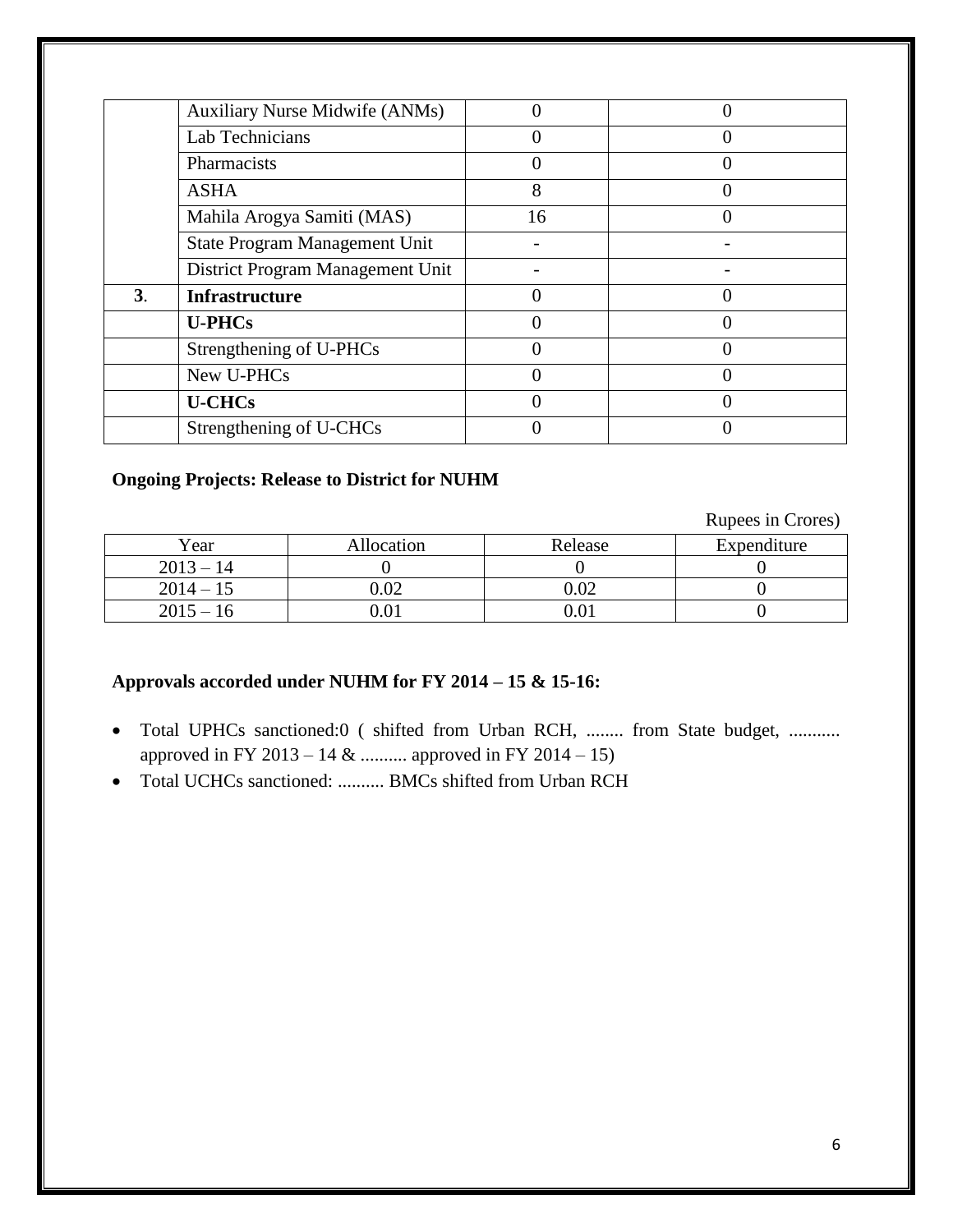| | | | |
|---|---|---|---|
| | Auxiliary Nurse Midwife (ANMs) | 0 | 0 |
| | Lab Technicians | 0 | 0 |
| | Pharmacists | 0 | 0 |
| | ASHA | 8 | 0 |
| | Mahila Arogya Samiti (MAS) | 16 | 0 |
| | State Program Management Unit | - | - |
| | District Program Management Unit | - | - |
| **3**. | **Infrastructure** | 0 | 0 |
| | **U-PHCs** | 0 | 0 |
| | Strengthening of U-PHCs | 0 | 0 |
| | New U-PHCs | 0 | 0 |
| | **U-CHCs** | 0 | 0 |
| | Strengthening of U-CHCs | 0 | 0 |

**Ongoing Projects: Release to District for NUHM**

Rupees in Crores)

| Year | Allocation | Release | Expenditure |
|---|---|---|---|
| 2013 – 14 | 0 | 0 | 0 |
| 2014 – 15 | 0.02 | 0.02 | 0 |
| 2015 – 16 | 0.01 | 0.01 | 0 |

**Approvals accorded under NUHM for FY 2014 – 15 & 15-16:**

- Total UPHCs sanctioned:0 ( shifted from Urban RCH, ........ from State budget, ........... approved in FY 2013 – 14 & .......... approved in FY 2014 – 15)
- Total UCHCs sanctioned: .......... BMCs shifted from Urban RCH